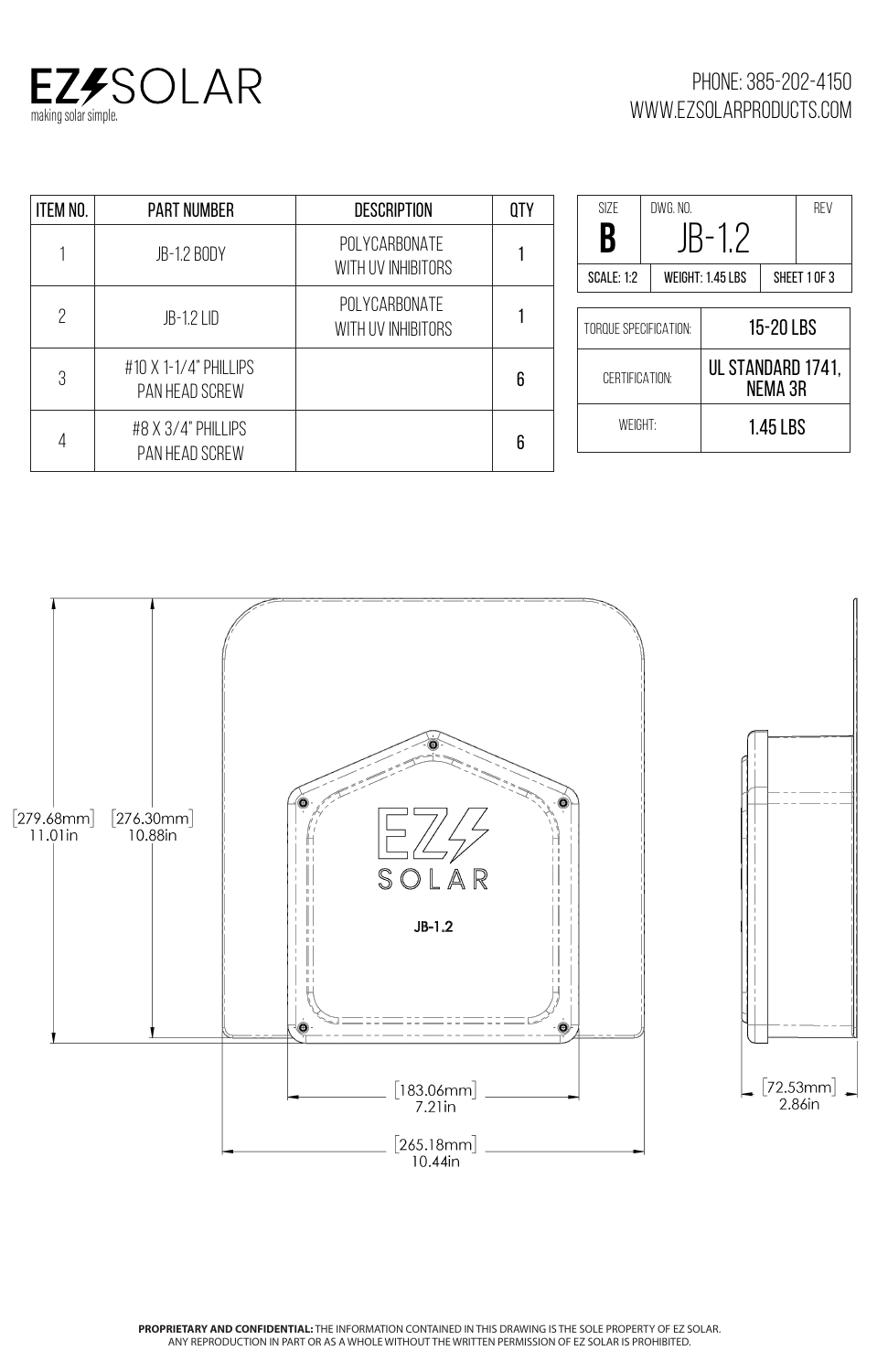EZ SOLAR
making solar simple.

PHONE: 385-202-4150
WWW.EZSOLARPRODUCTS.COM

| ITEM NO. | PART NUMBER | DESCRIPTION | QTY |
|---|---|---|---|
| 1 | JB-1.2 BODY | POLYCARBONATE WITH UV INHIBITORS | 1 |
| 2 | JB-1.2 LID | POLYCARBONATE WITH UV INHIBITORS | 1 |
| 3 | #10 X 1-1/4" PHILLIPS PAN HEAD SCREW | | 6 |
| 4 | #8 X 3/4" PHILLIPS PAN HEAD SCREW | | 6 |

| SIZE | DWG. NO. | REV |
|---|---|---|
| B | JB-1.2 | |
| SCALE: 1:2 | WEIGHT: 1.45 LBS | SHEET 1 OF 3 |

| | |
|---|---|
| TORQUE SPECIFICATION: | 15-20 LBS |
| CERTIFICATION: | UL STANDARD 1741, NEMA 3R |
| WEIGHT: | 1.45 LBS |

[279.68mm] 11.01in

[276.30mm] 10.88in

[183.06mm] 7.21in

[265.18mm] 10.44in

[72.53mm] 2.86in

EZ SOLAR
JB-1.2

**PROPRIETARY AND CONFIDENTIAL:** THE INFORMATION CONTAINED IN THIS DRAWING IS THE SOLE PROPERTY OF EZ SOLAR. ANY REPRODUCTION IN PART OR AS A WHOLE WITHOUT THE WRITTEN PERMISSION OF EZ SOLAR IS PROHIBITED.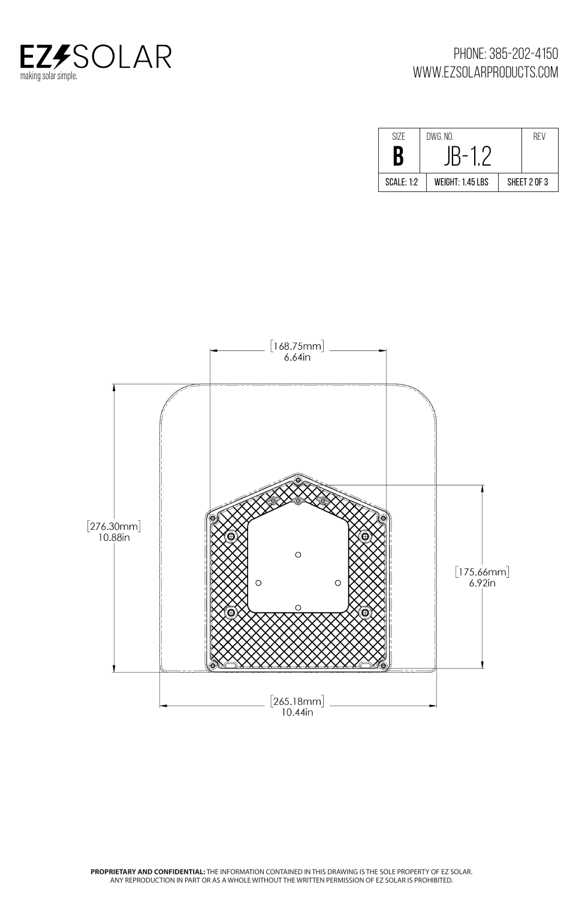EZSOLAR
making solar simple.

PHONE: 385-202-4150
WWW.EZSOLARPRODUCTS.COM

| SIZE | DWG. NO. | REV |
|---|---|---|
| B | JB-1.2 | |
| SCALE: 1:2 | WEIGHT: 1.45 LBS | SHEET 2 OF 3 |

[168.75mm] 6.64in

[276.30mm] 10.88in

[175.66mm] 6.92in

[265.18mm] 10.44in

**PROPRIETARY AND CONFIDENTIAL:** THE INFORMATION CONTAINED IN THIS DRAWING IS THE SOLE PROPERTY OF EZ SOLAR. ANY REPRODUCTION IN PART OR AS A WHOLE WITHOUT THE WRITTEN PERMISSION OF EZ SOLAR IS PROHIBITED.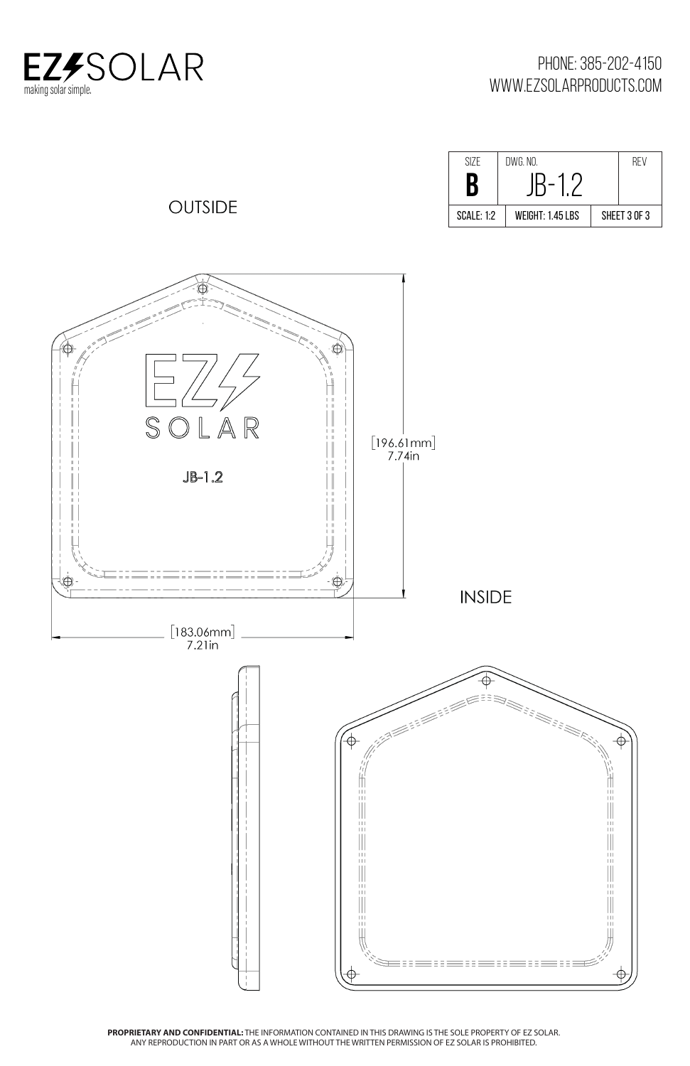EZ SOLAR
making solar simple.

PHONE: 385-202-4150
WWW.EZSOLARPRODUCTS.COM

| SIZE | DWG. NO. | REV |
| --- | --- | --- |
| B | JB-1.2 | |
| SCALE: 1:2 | WEIGHT: 1.45 LBS | SHEET 3 OF 3 |

OUTSIDE

EZ SOLAR

JB-1.2

[196.61mm]
7.74in

[183.06mm]
7.21in

INSIDE

**PROPRIETARY AND CONFIDENTIAL:** THE INFORMATION CONTAINED IN THIS DRAWING IS THE SOLE PROPERTY OF EZ SOLAR. ANY REPRODUCTION IN PART OR AS A WHOLE WITHOUT THE WRITTEN PERMISSION OF EZ SOLAR IS PROHIBITED.